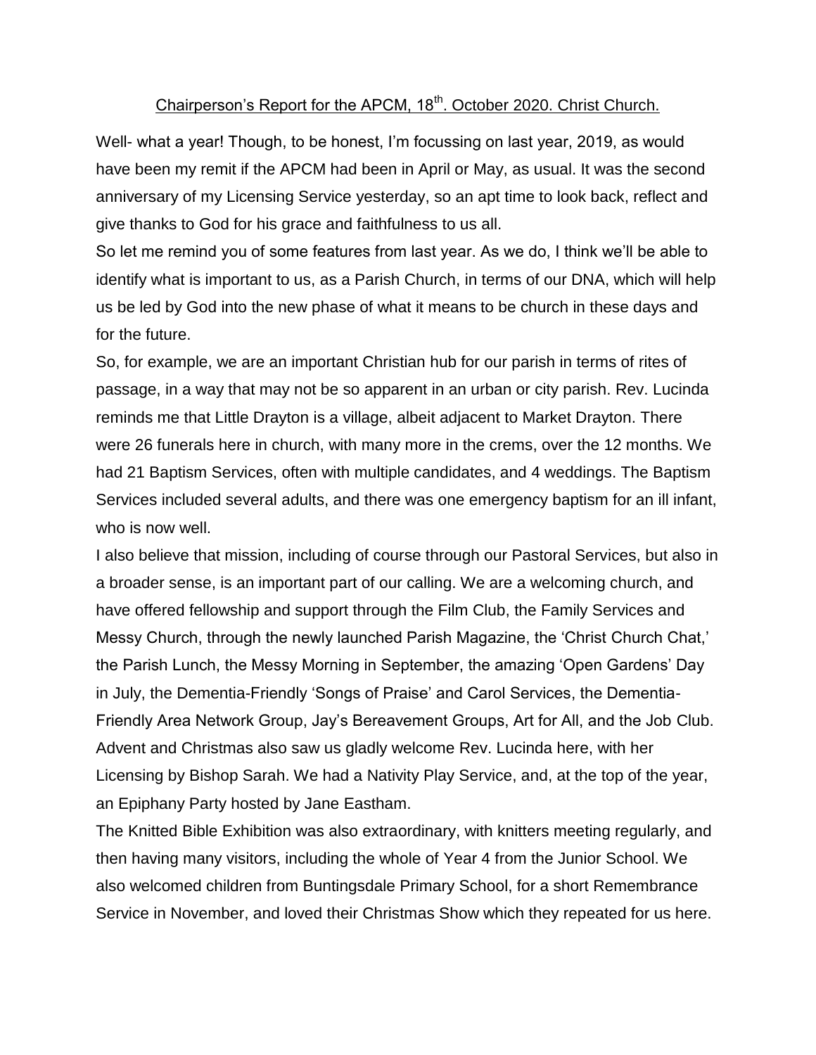Chairperson's Report for the APCM, 18th. October 2020. Christ Church.

Well- what a year! Though, to be honest, I'm focussing on last year, 2019, as would have been my remit if the APCM had been in April or May, as usual. It was the second anniversary of my Licensing Service yesterday, so an apt time to look back, reflect and give thanks to God for his grace and faithfulness to us all.

So let me remind you of some features from last year. As we do, I think we'll be able to identify what is important to us, as a Parish Church, in terms of our DNA, which will help us be led by God into the new phase of what it means to be church in these days and for the future.

So, for example, we are an important Christian hub for our parish in terms of rites of passage, in a way that may not be so apparent in an urban or city parish. Rev. Lucinda reminds me that Little Drayton is a village, albeit adjacent to Market Drayton. There were 26 funerals here in church, with many more in the crems, over the 12 months. We had 21 Baptism Services, often with multiple candidates, and 4 weddings. The Baptism Services included several adults, and there was one emergency baptism for an ill infant, who is now well.

I also believe that mission, including of course through our Pastoral Services, but also in a broader sense, is an important part of our calling. We are a welcoming church, and have offered fellowship and support through the Film Club, the Family Services and Messy Church, through the newly launched Parish Magazine, the 'Christ Church Chat,' the Parish Lunch, the Messy Morning in September, the amazing 'Open Gardens' Day in July, the Dementia-Friendly 'Songs of Praise' and Carol Services, the Dementia-Friendly Area Network Group, Jay's Bereavement Groups, Art for All, and the Job Club. Advent and Christmas also saw us gladly welcome Rev. Lucinda here, with her Licensing by Bishop Sarah. We had a Nativity Play Service, and, at the top of the year, an Epiphany Party hosted by Jane Eastham.

The Knitted Bible Exhibition was also extraordinary, with knitters meeting regularly, and then having many visitors, including the whole of Year 4 from the Junior School. We also welcomed children from Buntingsdale Primary School, for a short Remembrance Service in November, and loved their Christmas Show which they repeated for us here.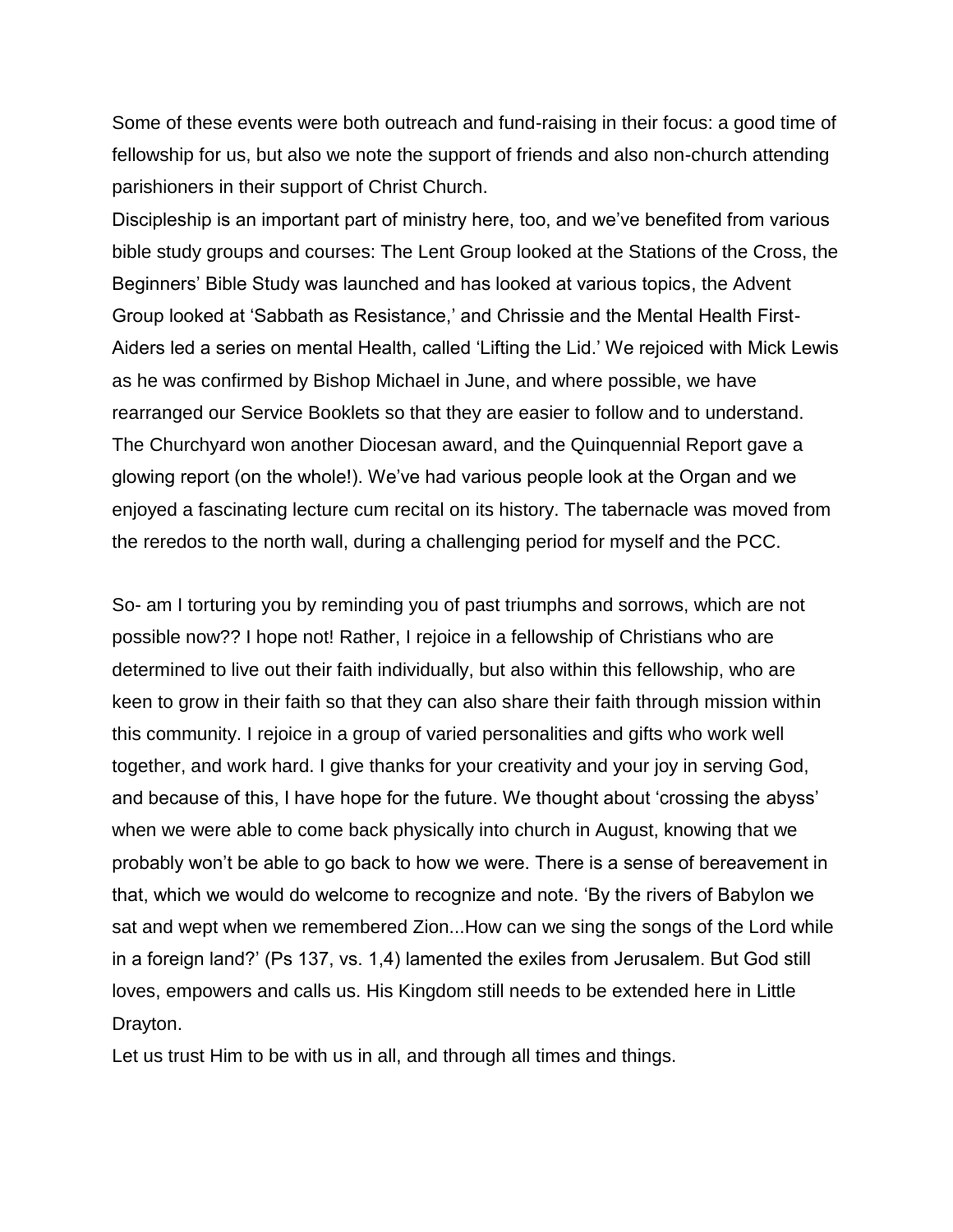Some of these events were both outreach and fund-raising in their focus: a good time of fellowship for us, but also we note the support of friends and also non-church attending parishioners in their support of Christ Church.

Discipleship is an important part of ministry here, too, and we've benefited from various bible study groups and courses: The Lent Group looked at the Stations of the Cross, the Beginners' Bible Study was launched and has looked at various topics, the Advent Group looked at 'Sabbath as Resistance,' and Chrissie and the Mental Health First-Aiders led a series on mental Health, called 'Lifting the Lid.' We rejoiced with Mick Lewis as he was confirmed by Bishop Michael in June, and where possible, we have rearranged our Service Booklets so that they are easier to follow and to understand. The Churchyard won another Diocesan award, and the Quinquennial Report gave a glowing report (on the whole!). We've had various people look at the Organ and we enjoyed a fascinating lecture cum recital on its history. The tabernacle was moved from the reredos to the north wall, during a challenging period for myself and the PCC.

So- am I torturing you by reminding you of past triumphs and sorrows, which are not possible now?? I hope not! Rather, I rejoice in a fellowship of Christians who are determined to live out their faith individually, but also within this fellowship, who are keen to grow in their faith so that they can also share their faith through mission within this community. I rejoice in a group of varied personalities and gifts who work well together, and work hard. I give thanks for your creativity and your joy in serving God, and because of this, I have hope for the future. We thought about 'crossing the abyss' when we were able to come back physically into church in August, knowing that we probably won't be able to go back to how we were. There is a sense of bereavement in that, which we would do welcome to recognize and note. 'By the rivers of Babylon we sat and wept when we remembered Zion...How can we sing the songs of the Lord while in a foreign land?' (Ps 137, vs. 1,4) lamented the exiles from Jerusalem. But God still loves, empowers and calls us. His Kingdom still needs to be extended here in Little Drayton.

Let us trust Him to be with us in all, and through all times and things.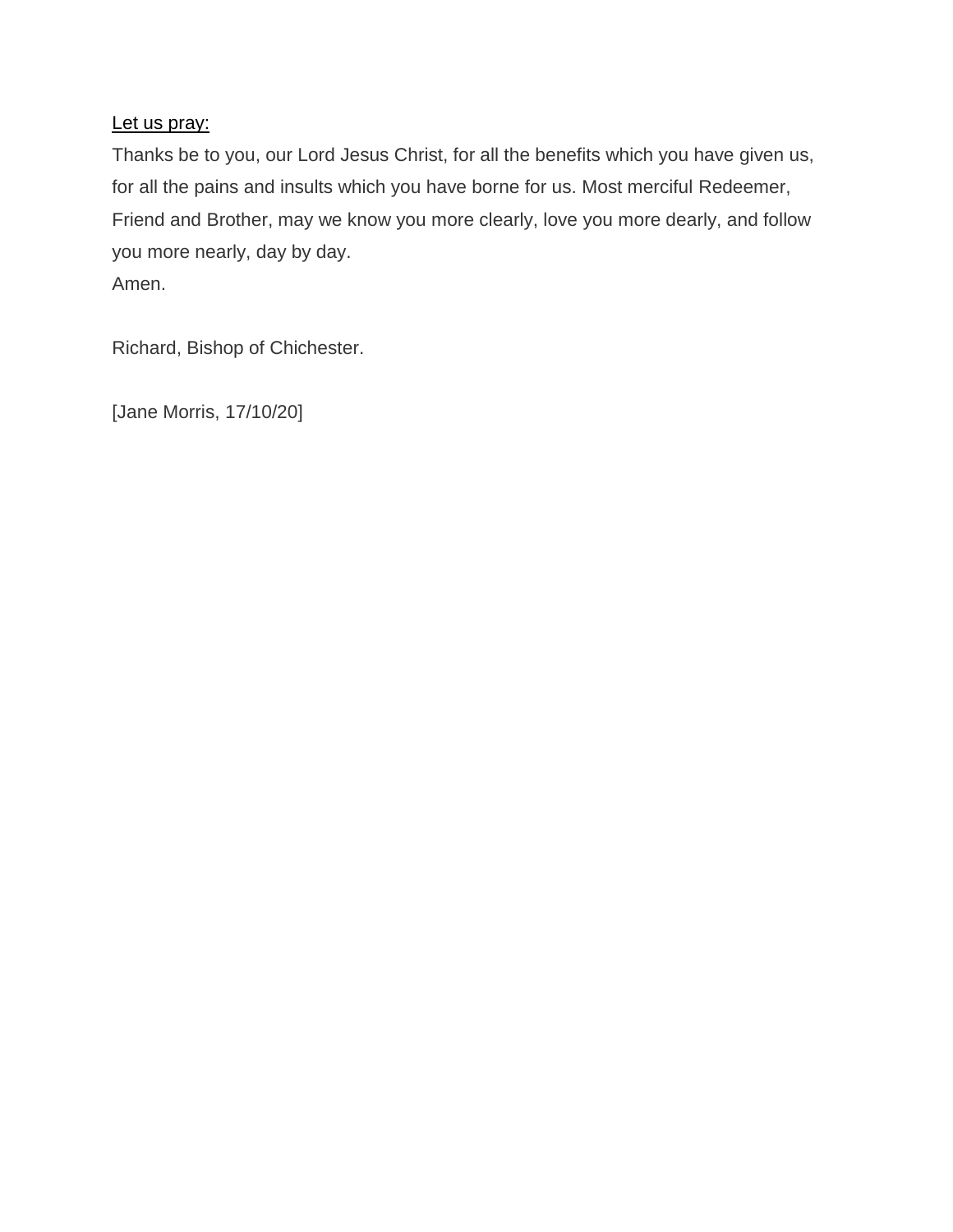<u>Let us pray:</u>

Thanks be to you, our Lord Jesus Christ, for all the benefits which you have given us, for all the pains and insults which you have borne for us. Most merciful Redeemer, Friend and Brother, may we know you more clearly, love you more dearly, and follow you more nearly, day by day.
Amen.

Richard, Bishop of Chichester.

[Jane Morris, 17/10/20]